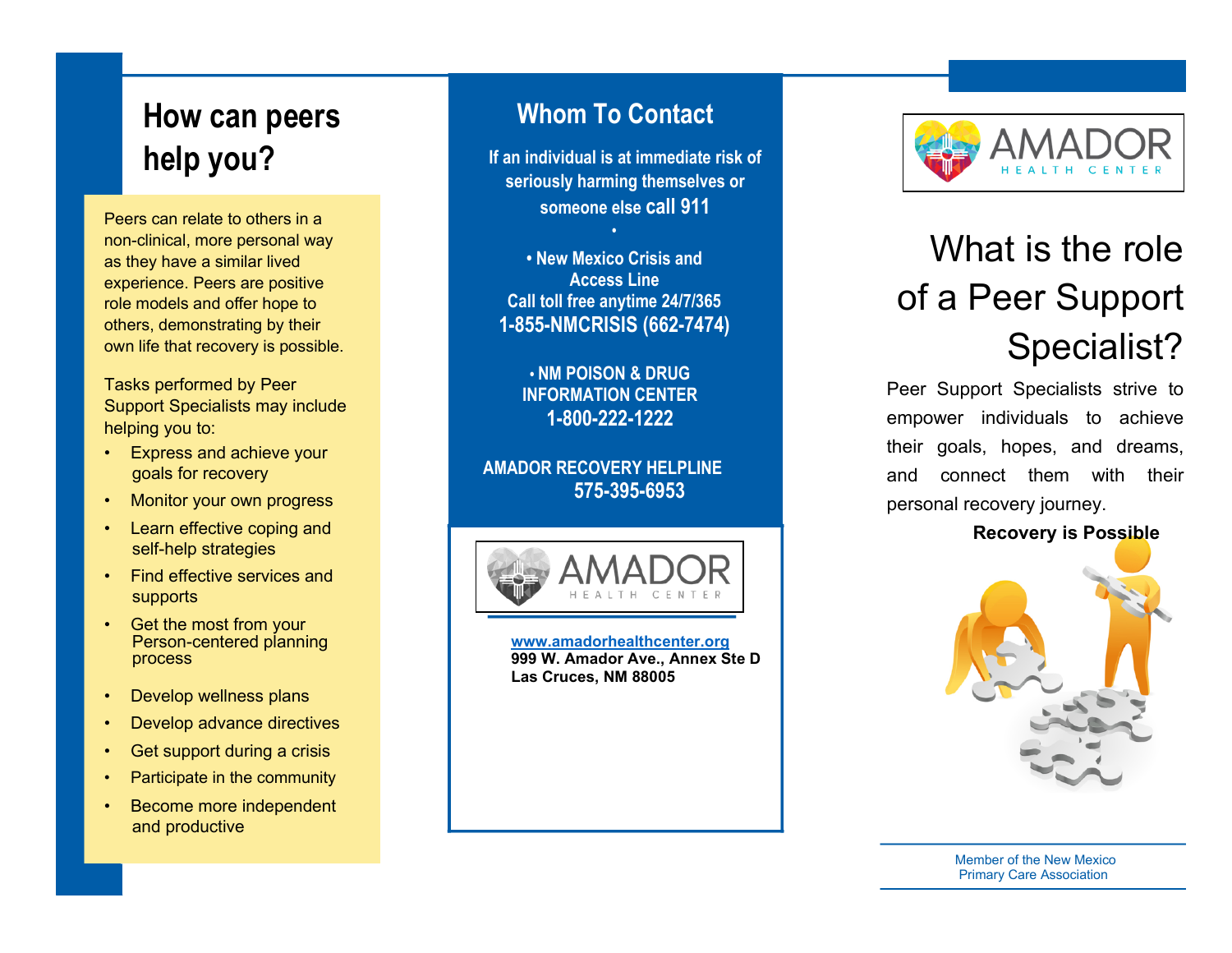## How can peers help you?

Peers can relate to others in a non-clinical, more personal way as they have a similar lived experience. Peers are positive role models and offer hope to others, demonstrating by their own life that recovery is possible.

Tasks performed by Peer Support Specialists may include helping you to:

- Express and achieve your goals for recovery
- Monitor your own progress
- Learn effective coping and self-help strategies
- Find effective services and supports
- Get the most from your Person-centered planning process
- Develop wellness plans
- Develop advance directives
- Get support during a crisis
- Participate in the community
- Become more independent and productive

## Whom To Contact

**If an individual is at immediate risk of seriously harming themselves or someone else call 911**

**• New Mexico Crisis and Access Line**
**Call toll free anytime 24/7/365**
**1-855-NMCRISIS (662-7474)**

**• NM POISON & DRUG INFORMATION CENTER**
**1-800-222-1222**

**AMADOR RECOVERY HELPLINE**
**575-395-6953**

AMADOR HEALTH CENTER

**www.amadorhealthcenter.org**
**999 W. Amador Ave., Annex Ste D**
**Las Cruces, NM 88005**

AMADOR HEALTH CENTER

# What is the role of a Peer Support Specialist?

Peer Support Specialists strive to empower individuals to achieve their goals, hopes, and dreams, and connect them with their personal recovery journey.

**Recovery is Possible**

Member of the New Mexico Primary Care Association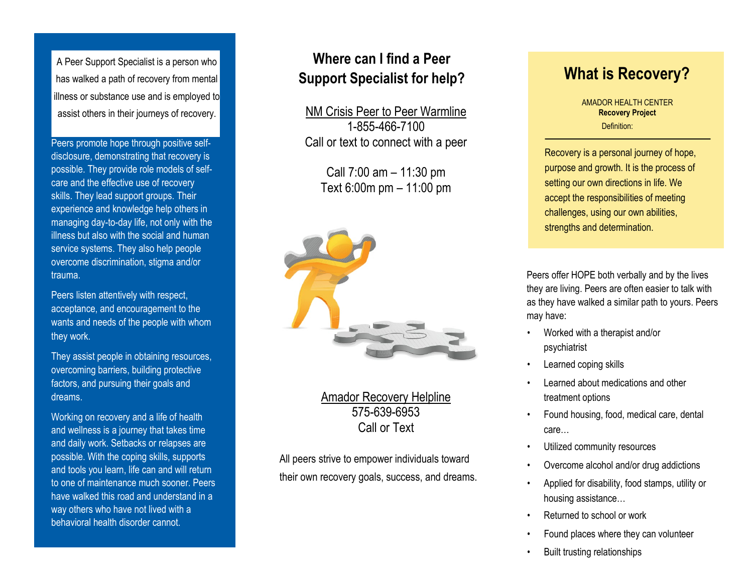A Peer Support Specialist is a person who has walked a path of recovery from mental illness or substance use and is employed to assist others in their journeys of recovery.

Peers promote hope through positive self-disclosure, demonstrating that recovery is possible. They provide role models of self-care and the effective use of recovery skills. They lead support groups. Their experience and knowledge help others in managing day-to-day life, not only with the illness but also with the social and human service systems. They also help people overcome discrimination, stigma and/or trauma.

Peers listen attentively with respect, acceptance, and encouragement to the wants and needs of the people with whom they work.

They assist people in obtaining resources, overcoming barriers, building protective factors, and pursuing their goals and dreams.

Working on recovery and a life of health and wellness is a journey that takes time and daily work. Setbacks or relapses are possible. With the coping skills, supports and tools you learn, life can and will return to one of maintenance much sooner. Peers have walked this road and understand in a way others who have not lived with a behavioral health disorder cannot.

## Where can I find a Peer Support Specialist for help?

NM Crisis Peer to Peer Warmline
1-855-466-7100
Call or text to connect with a peer

Call 7:00 am – 11:30 pm
Text 6:00m pm – 11:00 pm

Amador Recovery Helpline
575-639-6953
Call or Text

All peers strive to empower individuals toward their own recovery goals, success, and dreams.

## What is Recovery?

AMADOR HEALTH CENTER
**Recovery Project**
Definition:

Recovery is a personal journey of hope, purpose and growth. It is the process of setting our own directions in life. We accept the responsibilities of meeting challenges, using our own abilities, strengths and determination.

Peers offer HOPE both verbally and by the lives they are living. Peers are often easier to talk with as they have walked a similar path to yours. Peers may have:

- Worked with a therapist and/or psychiatrist
- Learned coping skills
- Learned about medications and other treatment options
- Found housing, food, medical care, dental care…
- Utilized community resources
- Overcome alcohol and/or drug addictions
- Applied for disability, food stamps, utility or housing assistance…
- Returned to school or work
- Found places where they can volunteer
- Built trusting relationships